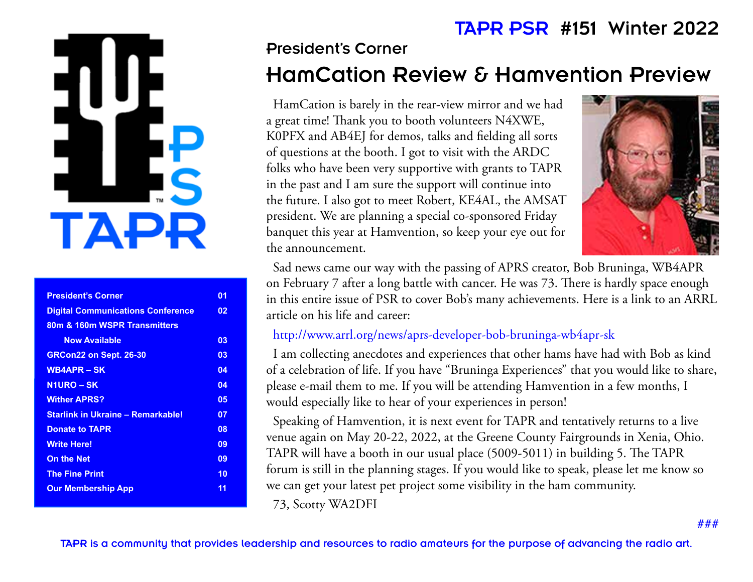# TAPR PSR #151 Winter 2022

| | |
|---|---|
| President's Corner | 01 |
| Digital Communications Conference | 02 |
| 80m & 160m WSPR Transmitters Now Available | 03 |
| GRCon22 on Sept. 26-30 | 03 |
| WB4APR – SK | 04 |
| N1URO – SK | 04 |
| Wither APRS? | 05 |
| Starlink in Ukraine – Remarkable! | 07 |
| Donate to TAPR | 08 |
| Write Here! | 09 |
| On the Net | 09 |
| The Fine Print | 10 |
| Our Membership App | 11 |

## President's Corner

## HamCation Review & Hamvention Preview

HamCation is barely in the rear-view mirror and we had a great time! Thank you to booth volunteers N4XWE, K0PFX and AB4EJ for demos, talks and fielding all sorts of questions at the booth. I got to visit with the ARDC folks who have been very supportive with grants to TAPR in the past and I am sure the support will continue into the future. I also got to meet Robert, KE4AL, the AMSAT president. We are planning a special co-sponsored Friday banquet this year at Hamvention, so keep your eye out for the announcement.

Sad news came our way with the passing of APRS creator, Bob Bruninga, WB4APR on February 7 after a long battle with cancer. He was 73. There is hardly space enough in this entire issue of PSR to cover Bob's many achievements. Here is a link to an ARRL article on his life and career:

http://www.arrl.org/news/aprs-developer-bob-bruninga-wb4apr-sk

I am collecting anecdotes and experiences that other hams have had with Bob as kind of a celebration of life. If you have "Bruninga Experiences" that you would like to share, please e-mail them to me. If you will be attending Hamvention in a few months, I would especially like to hear of your experiences in person!

Speaking of Hamvention, it is next event for TAPR and tentatively returns to a live venue again on May 20-22, 2022, at the Greene County Fairgrounds in Xenia, Ohio. TAPR will have a booth in our usual place (5009-5011) in building 5. The TAPR forum is still in the planning stages. If you would like to speak, please let me know so we can get your latest pet project some visibility in the ham community.

73, Scotty WA2DFI

###

TAPR is a community that provides leadership and resources to radio amateurs for the purpose of advancing the radio art.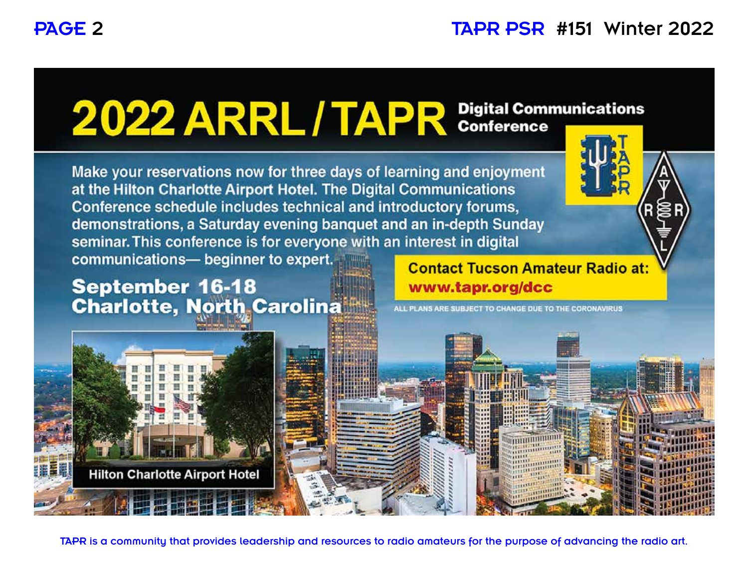# 2022 ARRL / TAPR Digital Communications Conference

Make your reservations now for three days of learning and enjoyment at the Hilton Charlotte Airport Hotel. The Digital Communications Conference schedule includes technical and introductory forums, demonstrations, a Saturday evening banquet and an in-depth Sunday seminar. This conference is for everyone with an interest in digital communications— beginner to expert.

**September 16-18**
**Charlotte, North Carolina**

**Contact Tucson Amateur Radio at:**
**www.tapr.org/dcc**

ALL PLANS ARE SUBJECT TO CHANGE DUE TO THE CORONAVIRUS

Hilton Charlotte Airport Hotel

TAPR is a community that provides leadership and resources to radio amateurs for the purpose of advancing the radio art.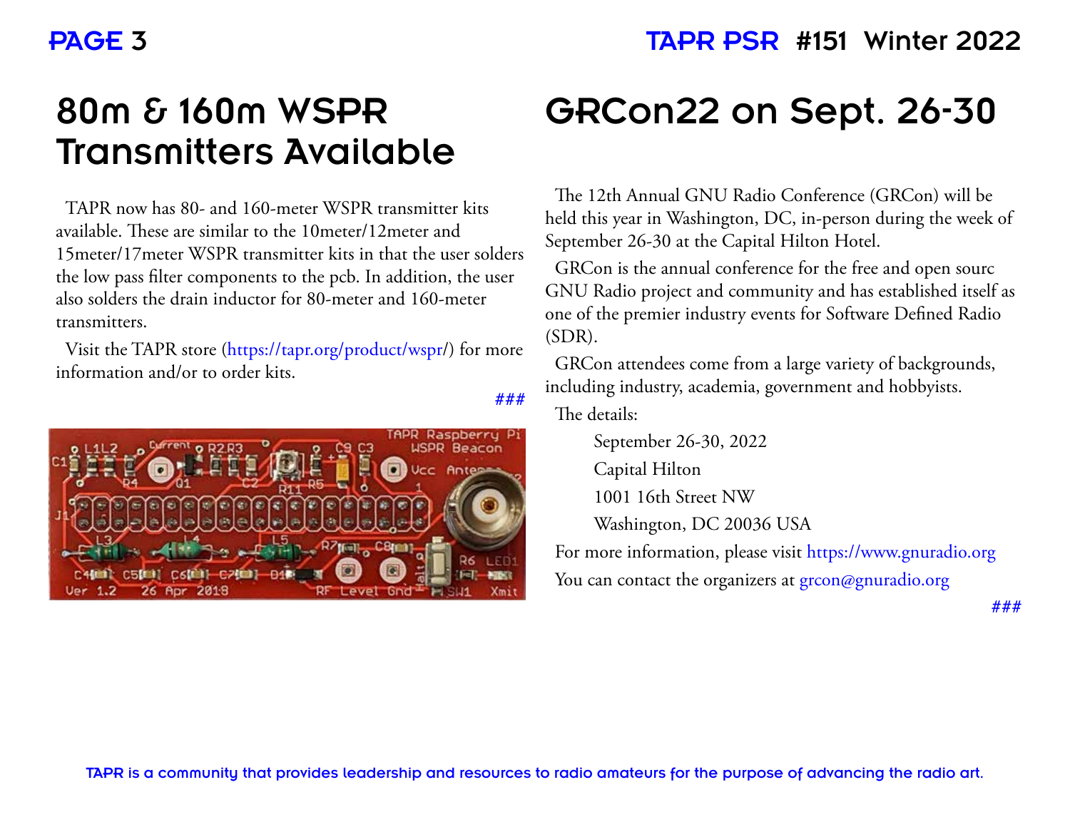# 80m & 160m WSPR Transmitters Available

TAPR now has 80- and 160-meter WSPR transmitter kits available. These are similar to the 10meter/12meter and 15meter/17meter WSPR transmitter kits in that the user solders the low pass filter components to the pcb. In addition, the user also solders the drain inductor for 80-meter and 160-meter transmitters.

Visit the TAPR store (https://tapr.org/product/wspr/) for more information and/or to order kits.

###

# GRCon22 on Sept. 26-30

The 12th Annual GNU Radio Conference (GRCon) will be held this year in Washington, DC, in-person during the week of September 26-30 at the Capital Hilton Hotel.

GRCon is the annual conference for the free and open sourc GNU Radio project and community and has established itself as one of the premier industry events for Software Defined Radio (SDR).

GRCon attendees come from a large variety of backgrounds, including industry, academia, government and hobbyists.

The details:

September 26-30, 2022
Capital Hilton
1001 16th Street NW
Washington, DC 20036 USA

For more information, please visit https://www.gnuradio.org

You can contact the organizers at grcon@gnuradio.org

###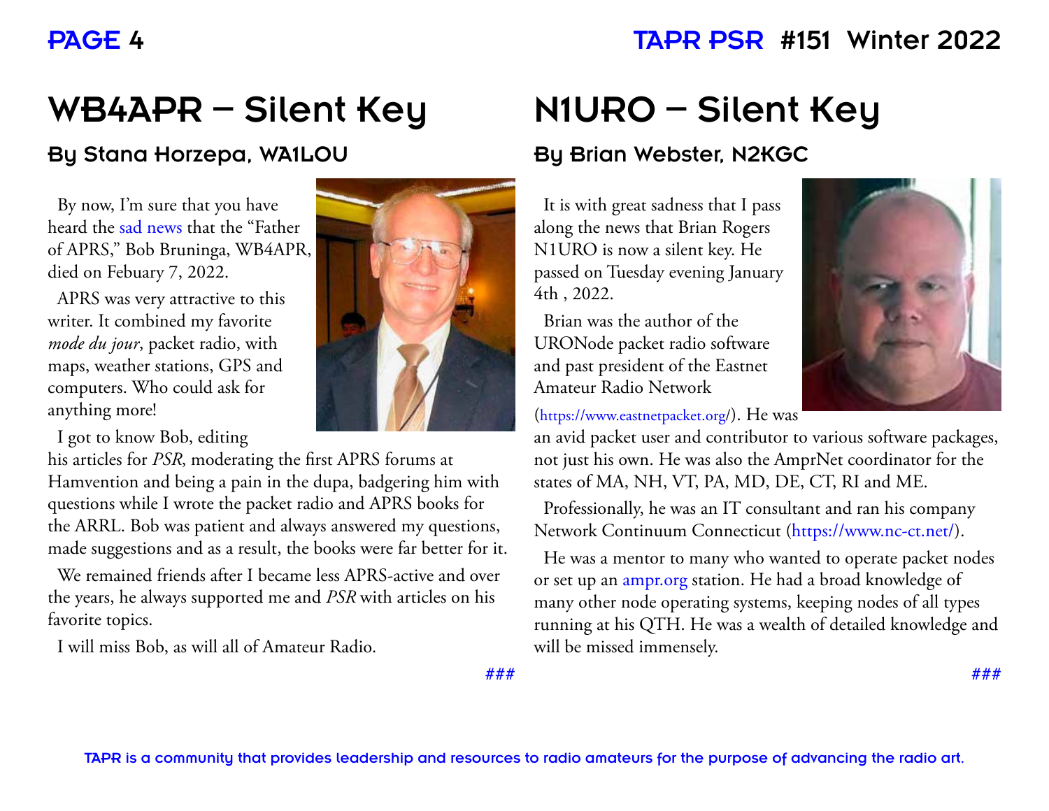# WB4APR – Silent Key

## By Stana Horzepa, WA1LOU

By now, I'm sure that you have heard the sad news that the "Father of APRS," Bob Bruninga, WB4APR, died on Febuary 7, 2022.

APRS was very attractive to this writer. It combined my favorite *mode du jour*, packet radio, with maps, weather stations, GPS and computers. Who could ask for anything more!

I got to know Bob, editing his articles for *PSR*, moderating the first APRS forums at Hamvention and being a pain in the dupa, badgering him with questions while I wrote the packet radio and APRS books for the ARRL. Bob was patient and always answered my questions, made suggestions and as a result, the books were far better for it.

We remained friends after I became less APRS-active and over the years, he always supported me and *PSR* with articles on his favorite topics.

I will miss Bob, as will all of Amateur Radio.

###

# N1URO – Silent Key

## By Brian Webster, N2KGC

It is with great sadness that I pass along the news that Brian Rogers N1URO is now a silent key. He passed on Tuesday evening January 4th , 2022.

Brian was the author of the URONode packet radio software and past president of the Eastnet Amateur Radio Network (https://www.eastnetpacket.org/). He was an avid packet user and contributor to various software packages, not just his own. He was also the AmprNet coordinator for the states of MA, NH, VT, PA, MD, DE, CT, RI and ME.

Professionally, he was an IT consultant and ran his company Network Continuum Connecticut (https://www.nc-ct.net/).

He was a mentor to many who wanted to operate packet nodes or set up an ampr.org station. He had a broad knowledge of many other node operating systems, keeping nodes of all types running at his QTH. He was a wealth of detailed knowledge and will be missed immensely.

###

TAPR is a community that provides leadership and resources to radio amateurs for the purpose of advancing the radio art.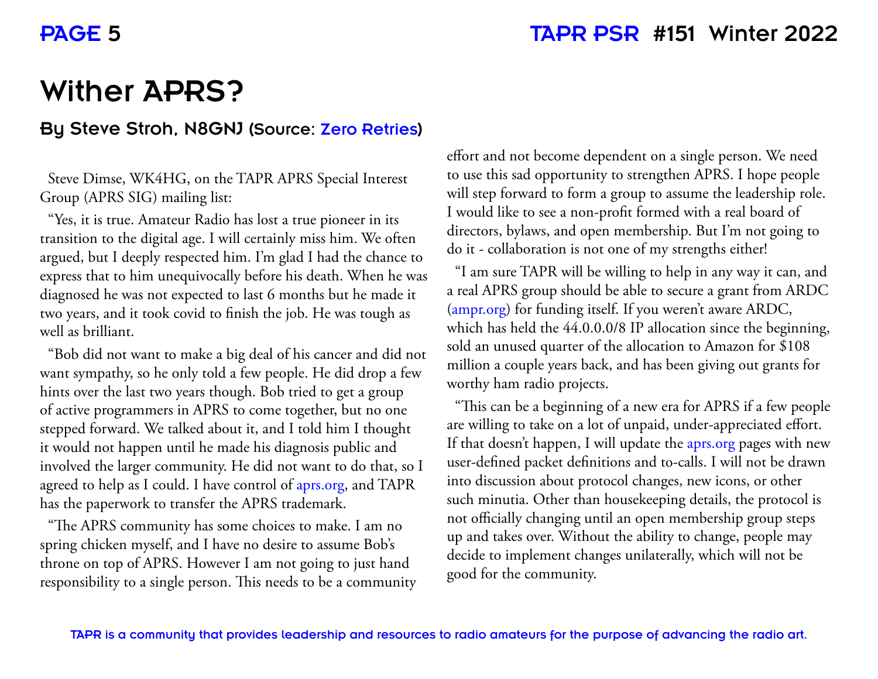# Wither APRS?

### By Steve Stroh, N8GNJ (Source: Zero Retries)

Steve Dimse, WK4HG, on the TAPR APRS Special Interest Group (APRS SIG) mailing list:

"Yes, it is true. Amateur Radio has lost a true pioneer in its transition to the digital age. I will certainly miss him. We often argued, but I deeply respected him. I'm glad I had the chance to express that to him unequivocally before his death. When he was diagnosed he was not expected to last 6 months but he made it two years, and it took covid to finish the job. He was tough as well as brilliant.

"Bob did not want to make a big deal of his cancer and did not want sympathy, so he only told a few people. He did drop a few hints over the last two years though. Bob tried to get a group of active programmers in APRS to come together, but no one stepped forward. We talked about it, and I told him I thought it would not happen until he made his diagnosis public and involved the larger community. He did not want to do that, so I agreed to help as I could. I have control of aprs.org, and TAPR has the paperwork to transfer the APRS trademark.

"The APRS community has some choices to make. I am no spring chicken myself, and I have no desire to assume Bob's throne on top of APRS. However I am not going to just hand responsibility to a single person. This needs to be a community effort and not become dependent on a single person. We need to use this sad opportunity to strengthen APRS. I hope people will step forward to form a group to assume the leadership role. I would like to see a non-profit formed with a real board of directors, bylaws, and open membership. But I'm not going to do it - collaboration is not one of my strengths either!

"I am sure TAPR will be willing to help in any way it can, and a real APRS group should be able to secure a grant from ARDC (ampr.org) for funding itself. If you weren't aware ARDC, which has held the 44.0.0.0/8 IP allocation since the beginning, sold an unused quarter of the allocation to Amazon for $108 million a couple years back, and has been giving out grants for worthy ham radio projects.

"This can be a beginning of a new era for APRS if a few people are willing to take on a lot of unpaid, under-appreciated effort. If that doesn't happen, I will update the aprs.org pages with new user-defined packet definitions and to-calls. I will not be drawn into discussion about protocol changes, new icons, or other such minutia. Other than housekeeping details, the protocol is not officially changing until an open membership group steps up and takes over. Without the ability to change, people may decide to implement changes unilaterally, which will not be good for the community.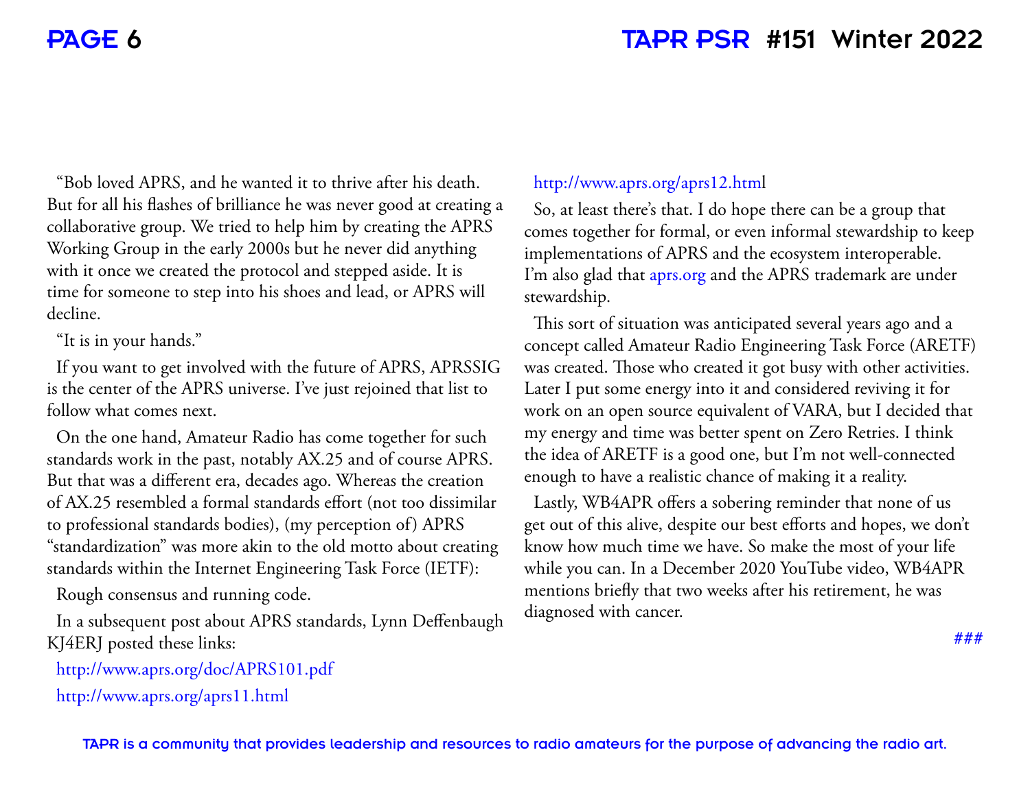"Bob loved APRS, and he wanted it to thrive after his death. But for all his flashes of brilliance he was never good at creating a collaborative group. We tried to help him by creating the APRS Working Group in the early 2000s but he never did anything with it once we created the protocol and stepped aside. It is time for someone to step into his shoes and lead, or APRS will decline.

"It is in your hands."

If you want to get involved with the future of APRS, APRSSIG is the center of the APRS universe. I've just rejoined that list to follow what comes next.

On the one hand, Amateur Radio has come together for such standards work in the past, notably AX.25 and of course APRS. But that was a different era, decades ago. Whereas the creation of AX.25 resembled a formal standards effort (not too dissimilar to professional standards bodies), (my perception of) APRS "standardization" was more akin to the old motto about creating standards within the Internet Engineering Task Force (IETF):

Rough consensus and running code.

In a subsequent post about APRS standards, Lynn Deffenbaugh KJ4ERJ posted these links:

http://www.aprs.org/doc/APRS101.pdf

http://www.aprs.org/aprs11.html

http://www.aprs.org/aprs12.html

So, at least there's that. I do hope there can be a group that comes together for formal, or even informal stewardship to keep implementations of APRS and the ecosystem interoperable. I'm also glad that aprs.org and the APRS trademark are under stewardship.

This sort of situation was anticipated several years ago and a concept called Amateur Radio Engineering Task Force (ARETF) was created. Those who created it got busy with other activities. Later I put some energy into it and considered reviving it for work on an open source equivalent of VARA, but I decided that my energy and time was better spent on Zero Retries. I think the idea of ARETF is a good one, but I'm not well-connected enough to have a realistic chance of making it a reality.

Lastly, WB4APR offers a sobering reminder that none of us get out of this alive, despite our best efforts and hopes, we don't know how much time we have. So make the most of your life while you can. In a December 2020 YouTube video, WB4APR mentions briefly that two weeks after his retirement, he was diagnosed with cancer.

###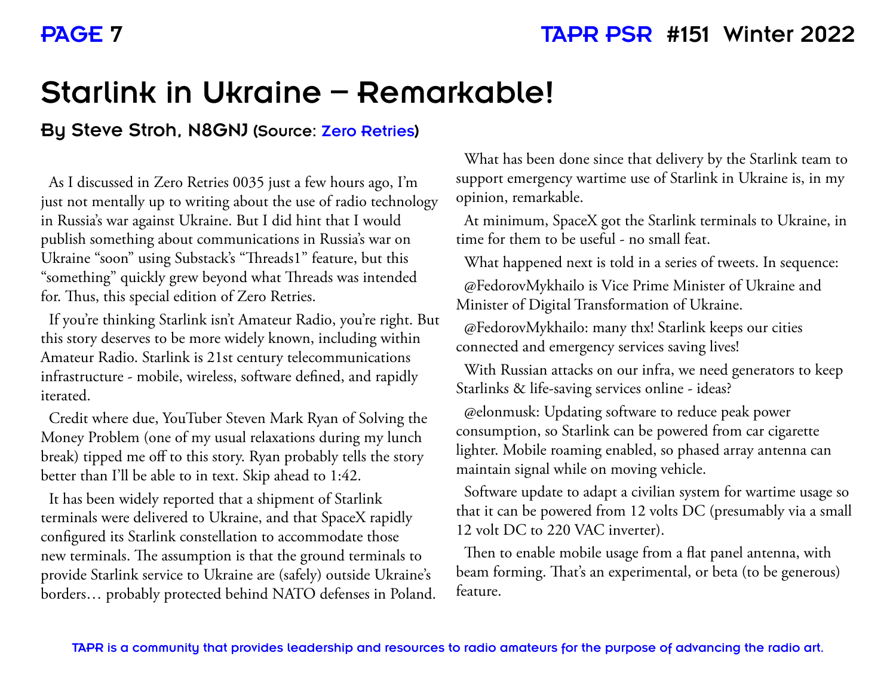# Starlink in Ukraine – Remarkable!

### By Steve Stroh, N8GNJ (Source: Zero Retries)

As I discussed in Zero Retries 0035 just a few hours ago, I'm just not mentally up to writing about the use of radio technology in Russia's war against Ukraine. But I did hint that I would publish something about communications in Russia's war on Ukraine "soon" using Substack's "Threads1" feature, but this "something" quickly grew beyond what Threads was intended for. Thus, this special edition of Zero Retries.

If you're thinking Starlink isn't Amateur Radio, you're right. But this story deserves to be more widely known, including within Amateur Radio. Starlink is 21st century telecommunications infrastructure - mobile, wireless, software defined, and rapidly iterated.

Credit where due, YouTuber Steven Mark Ryan of Solving the Money Problem (one of my usual relaxations during my lunch break) tipped me off to this story. Ryan probably tells the story better than I'll be able to in text. Skip ahead to 1:42.

It has been widely reported that a shipment of Starlink terminals were delivered to Ukraine, and that SpaceX rapidly configured its Starlink constellation to accommodate those new terminals. The assumption is that the ground terminals to provide Starlink service to Ukraine are (safely) outside Ukraine's borders… probably protected behind NATO defenses in Poland.

What has been done since that delivery by the Starlink team to support emergency wartime use of Starlink in Ukraine is, in my opinion, remarkable.

At minimum, SpaceX got the Starlink terminals to Ukraine, in time for them to be useful - no small feat.

What happened next is told in a series of tweets. In sequence:

@FedorovMykhailo is Vice Prime Minister of Ukraine and Minister of Digital Transformation of Ukraine.

@FedorovMykhailo: many thx! Starlink keeps our cities connected and emergency services saving lives!

With Russian attacks on our infra, we need generators to keep Starlinks & life-saving services online - ideas?

@elonmusk: Updating software to reduce peak power consumption, so Starlink can be powered from car cigarette lighter. Mobile roaming enabled, so phased array antenna can maintain signal while on moving vehicle.

Software update to adapt a civilian system for wartime usage so that it can be powered from 12 volts DC (presumably via a small 12 volt DC to 220 VAC inverter).

Then to enable mobile usage from a flat panel antenna, with beam forming. That's an experimental, or beta (to be generous) feature.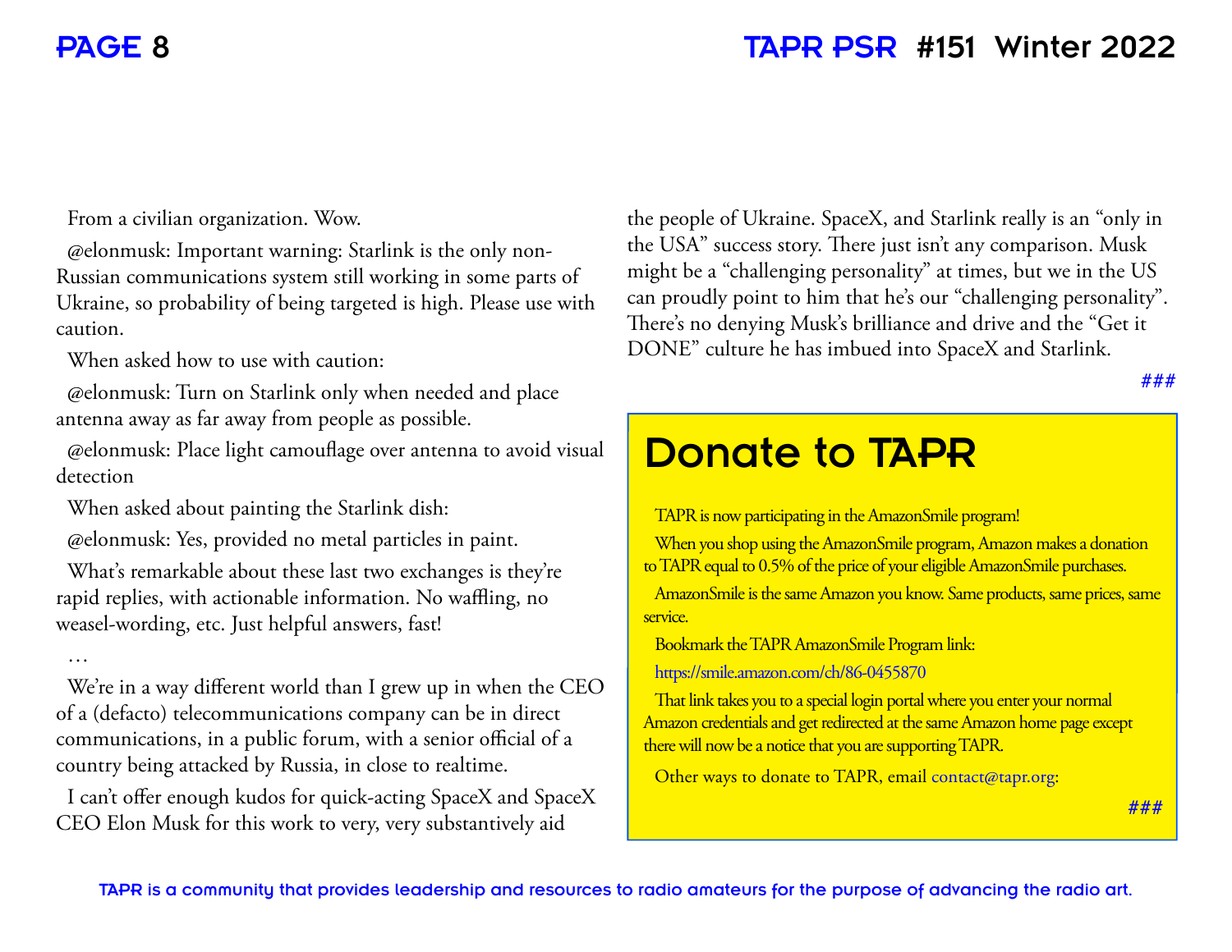From a civilian organization. Wow.

@elonmusk: Important warning: Starlink is the only non-Russian communications system still working in some parts of Ukraine, so probability of being targeted is high. Please use with caution.

When asked how to use with caution:

@elonmusk: Turn on Starlink only when needed and place antenna away as far away from people as possible.

@elonmusk: Place light camouflage over antenna to avoid visual detection

When asked about painting the Starlink dish:

@elonmusk: Yes, provided no metal particles in paint.

What's remarkable about these last two exchanges is they're rapid replies, with actionable information. No waffling, no weasel-wording, etc. Just helpful answers, fast!

…

We're in a way different world than I grew up in when the CEO of a (defacto) telecommunications company can be in direct communications, in a public forum, with a senior official of a country being attacked by Russia, in close to realtime.

I can't offer enough kudos for quick-acting SpaceX and SpaceX CEO Elon Musk for this work to very, very substantively aid the people of Ukraine. SpaceX, and Starlink really is an "only in the USA" success story. There just isn't any comparison. Musk might be a "challenging personality" at times, but we in the US can proudly point to him that he's our "challenging personality". There's no denying Musk's brilliance and drive and the "Get it DONE" culture he has imbued into SpaceX and Starlink.

###

# Donate to TAPR

TAPR is now participating in the AmazonSmile program!

When you shop using the AmazonSmile program, Amazon makes a donation to TAPR equal to 0.5% of the price of your eligible AmazonSmile purchases.

AmazonSmile is the same Amazon you know. Same products, same prices, same service.

Bookmark the TAPR AmazonSmile Program link:

https://smile.amazon.com/ch/86-0455870

That link takes you to a special login portal where you enter your normal Amazon credentials and get redirected at the same Amazon home page except there will now be a notice that you are supporting TAPR.

Other ways to donate to TAPR, email contact@tapr.org:

###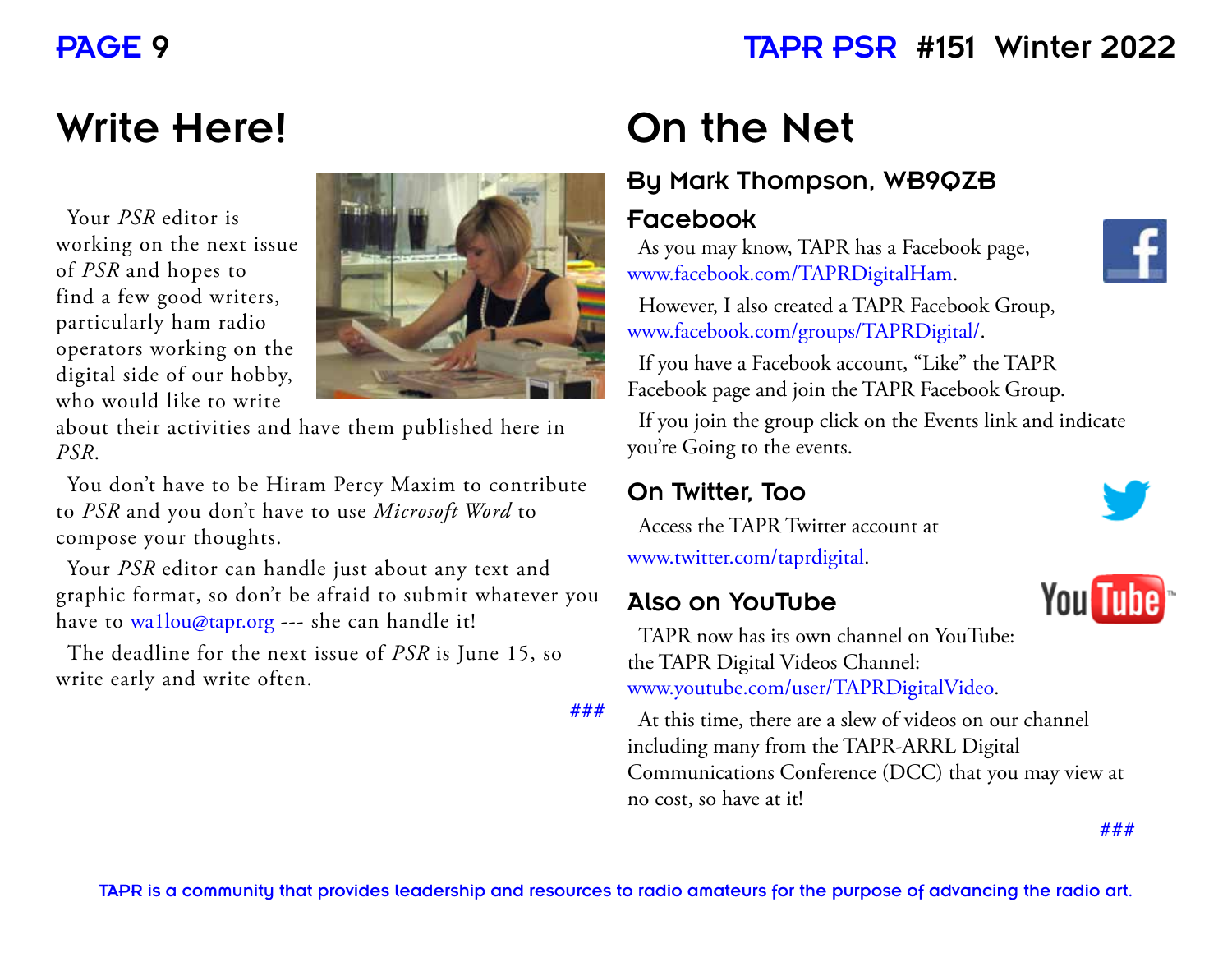# Write Here!

Your *PSR* editor is working on the next issue of *PSR* and hopes to find a few good writers, particularly ham radio operators working on the digital side of our hobby, who would like to write about their activities and have them published here in *PSR*.

You don't have to be Hiram Percy Maxim to contribute to *PSR* and you don't have to use *Microsoft Word* to compose your thoughts.

Your *PSR* editor can handle just about any text and graphic format, so don't be afraid to submit whatever you have to wa1lou@tapr.org --- she can handle it!

The deadline for the next issue of *PSR* is June 15, so write early and write often.

###

# On the Net

## By Mark Thompson, WB9QZB

### Facebook

As you may know, TAPR has a Facebook page, www.facebook.com/TAPRDigitalHam.

However, I also created a TAPR Facebook Group, www.facebook.com/groups/TAPRDigital/.

If you have a Facebook account, "Like" the TAPR Facebook page and join the TAPR Facebook Group.

If you join the group click on the Events link and indicate you're Going to the events.

### On Twitter, Too

Access the TAPR Twitter account at www.twitter.com/taprdigital.

### Also on YouTube

TAPR now has its own channel on YouTube: the TAPR Digital Videos Channel: www.youtube.com/user/TAPRDigitalVideo.

At this time, there are a slew of videos on our channel including many from the TAPR-ARRL Digital Communications Conference (DCC) that you may view at no cost, so have at it!

###

TAPR is a community that provides leadership and resources to radio amateurs for the purpose of advancing the radio art.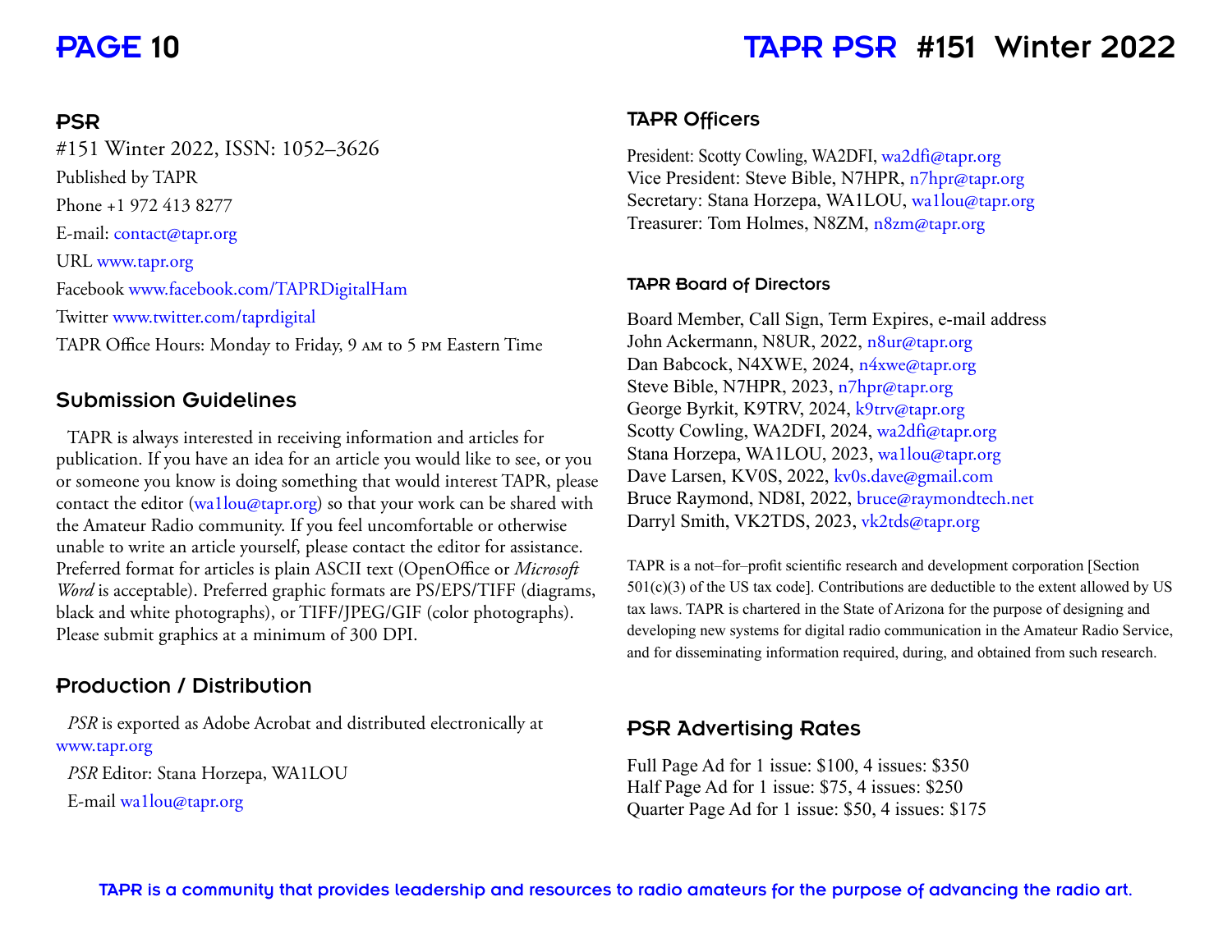## PSR

#151 Winter 2022, ISSN: 1052–3626

Published by TAPR

Phone +1 972 413 8277

E-mail: contact@tapr.org

URL www.tapr.org

Facebook www.facebook.com/TAPRDigitalHam

Twitter www.twitter.com/taprdigital

TAPR Office Hours: Monday to Friday, 9 AM to 5 PM Eastern Time

## Submission Guidelines

TAPR is always interested in receiving information and articles for publication. If you have an idea for an article you would like to see, or you or someone you know is doing something that would interest TAPR, please contact the editor (wa1lou@tapr.org) so that your work can be shared with the Amateur Radio community. If you feel uncomfortable or otherwise unable to write an article yourself, please contact the editor for assistance. Preferred format for articles is plain ASCII text (OpenOffice or *Microsoft Word* is acceptable). Preferred graphic formats are PS/EPS/TIFF (diagrams, black and white photographs), or TIFF/JPEG/GIF (color photographs). Please submit graphics at a minimum of 300 DPI.

## Production / Distribution

*PSR* is exported as Adobe Acrobat and distributed electronically at www.tapr.org

*PSR* Editor: Stana Horzepa, WA1LOU

E-mail wa1lou@tapr.org

## TAPR Officers

President: Scotty Cowling, WA2DFI, wa2dfi@tapr.org
Vice President: Steve Bible, N7HPR, n7hpr@tapr.org
Secretary: Stana Horzepa, WA1LOU, wa1lou@tapr.org
Treasurer: Tom Holmes, N8ZM, n8zm@tapr.org

### TAPR Board of Directors

Board Member, Call Sign, Term Expires, e-mail address
John Ackermann, N8UR, 2022, n8ur@tapr.org
Dan Babcock, N4XWE, 2024, n4xwe@tapr.org
Steve Bible, N7HPR, 2023, n7hpr@tapr.org
George Byrkit, K9TRV, 2024, k9trv@tapr.org
Scotty Cowling, WA2DFI, 2024, wa2dfi@tapr.org
Stana Horzepa, WA1LOU, 2023, wa1lou@tapr.org
Dave Larsen, KV0S, 2022, kv0s.dave@gmail.com
Bruce Raymond, ND8I, 2022, bruce@raymondtech.net
Darryl Smith, VK2TDS, 2023, vk2tds@tapr.org

TAPR is a not–for–profit scientific research and development corporation [Section 501(c)(3) of the US tax code]. Contributions are deductible to the extent allowed by US tax laws. TAPR is chartered in the State of Arizona for the purpose of designing and developing new systems for digital radio communication in the Amateur Radio Service, and for disseminating information required, during, and obtained from such research.

## PSR Advertising Rates

Full Page Ad for 1 issue: $100, 4 issues: $350
Half Page Ad for 1 issue: $75, 4 issues: $250
Quarter Page Ad for 1 issue: $50, 4 issues: $175

TAPR is a community that provides leadership and resources to radio amateurs for the purpose of advancing the radio art.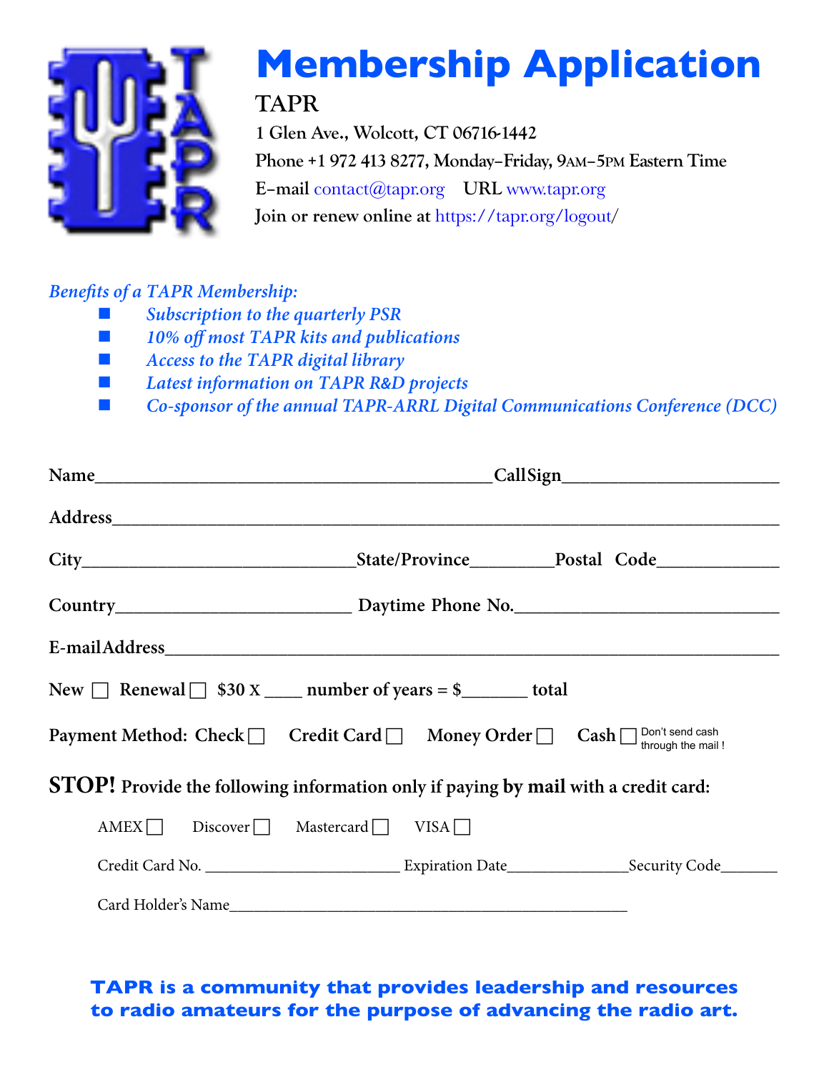# Membership Application

TAPR

1 Glen Ave., Wolcott, CT 06716-1442

Phone +1 972 413 8277, Monday–Friday, 9AM–5PM Eastern Time

E-mail contact@tapr.org    URL www.tapr.org

Join or renew online at https://tapr.org/logout/

*Benefits of a TAPR Membership:*

- *Subscription to the quarterly PSR*
- *10% off most TAPR kits and publications*
- *Access to the TAPR digital library*
- *Latest information on TAPR R&D projects*
- *Co-sponsor of the annual TAPR-ARRL Digital Communications Conference (DCC)*

**Name**_______________________________________**Call Sign**_____________________

**Address**__________________________________________________________________

**City**___________________________**State/Province**_________**Postal Code**____________

**Country**_______________________ **Daytime Phone No.**__________________________

**E-mail Address**____________________________________________________________

**New** ☐ **Renewal** ☐ **$30 X ____ number of years = $_______ total**

**Payment Method: Check** ☐ **Credit Card** ☐ **Money Order** ☐ **Cash** ☐ Don't send cash through the mail !

**STOP! Provide the following information only if paying by mail with a credit card:**

AMEX ☐ Discover ☐ Mastercard ☐ VISA ☐

Credit Card No. ______________________ Expiration Date______________Security Code_______

Card Holder's Name______________________________________________

**TAPR is a community that provides leadership and resources to radio amateurs for the purpose of advancing the radio art.**